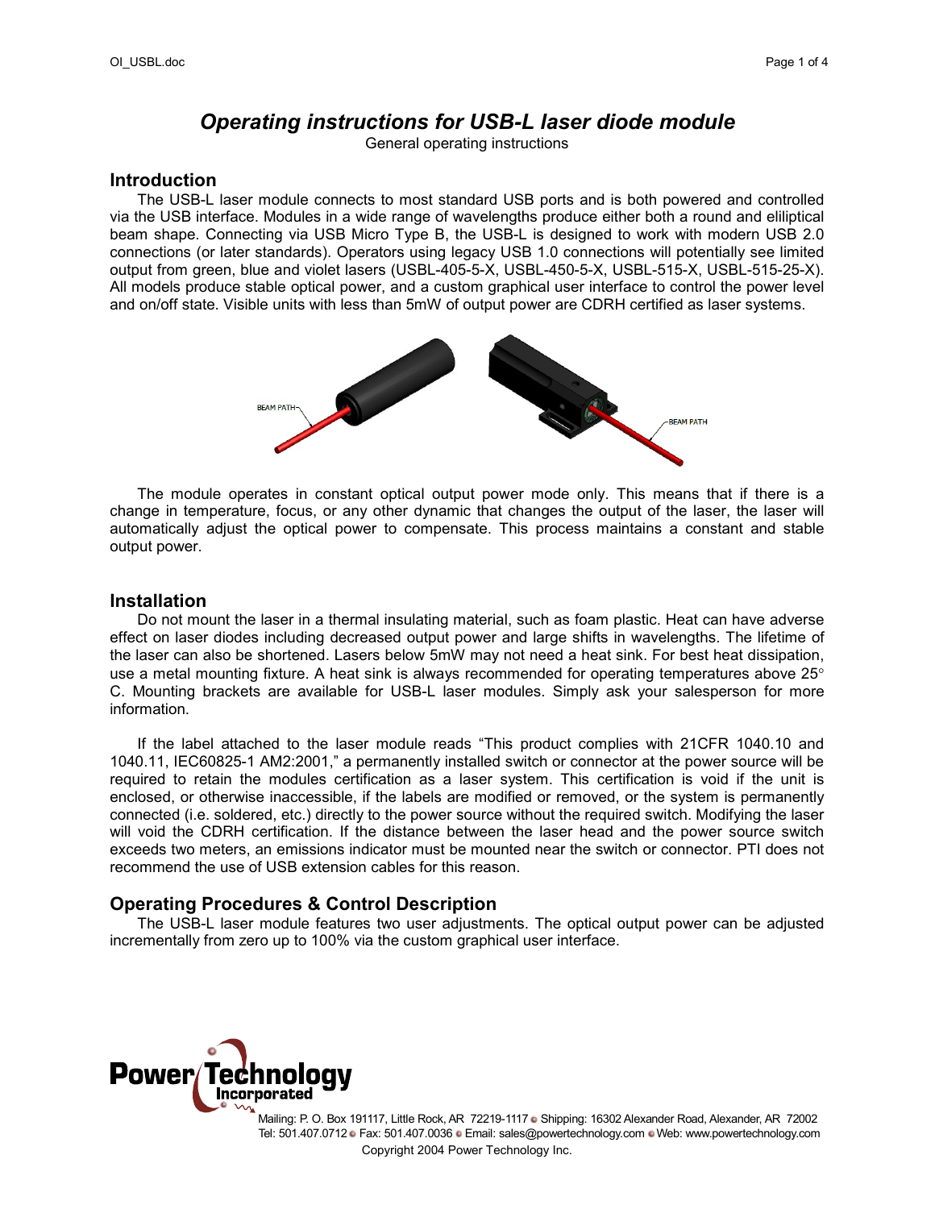# *Operating instructions for USB-L laser diode module*

General operating instructions

## Introduction

The USB-L laser module connects to most standard USB ports and is both powered and controlled via the USB interface. Modules in a wide range of wavelengths produce either both a round and eliliptical beam shape. Connecting via USB Micro Type B, the USB-L is designed to work with modern USB 2.0 connections (or later standards). Operators using legacy USB 1.0 connections will potentially see limited output from green, blue and violet lasers (USBL-405-5-X, USBL-450-5-X, USBL-515-X, USBL-515-25-X). All models produce stable optical power, and a custom graphical user interface to control the power level and on/off state. Visible units with less than 5mW of output power are CDRH certified as laser systems.

The module operates in constant optical output power mode only. This means that if there is a change in temperature, focus, or any other dynamic that changes the output of the laser, the laser will automatically adjust the optical power to compensate. This process maintains a constant and stable output power.

## Installation

Do not mount the laser in a thermal insulating material, such as foam plastic. Heat can have adverse effect on laser diodes including decreased output power and large shifts in wavelengths. The lifetime of the laser can also be shortened. Lasers below 5mW may not need a heat sink. For best heat dissipation, use a metal mounting fixture. A heat sink is always recommended for operating temperatures above 25° C. Mounting brackets are available for USB-L laser modules. Simply ask your salesperson for more information.

If the label attached to the laser module reads "This product complies with 21CFR 1040.10 and 1040.11, IEC60825-1 AM2:2001," a permanently installed switch or connector at the power source will be required to retain the modules certification as a laser system. This certification is void if the unit is enclosed, or otherwise inaccessible, if the labels are modified or removed, or the system is permanently connected (i.e. soldered, etc.) directly to the power source without the required switch. Modifying the laser will void the CDRH certification. If the distance between the laser head and the power source switch exceeds two meters, an emissions indicator must be mounted near the switch or connector. PTI does not recommend the use of USB extension cables for this reason.

## Operating Procedures & Control Description

The USB-L laser module features two user adjustments. The optical output power can be adjusted incrementally from zero up to 100% via the custom graphical user interface.

Mailing: P. O. Box 191117, Little Rock, AR 72219-1117 • Shipping: 16302 Alexander Road, Alexander, AR 72002
Tel: 501.407.0712 • Fax: 501.407.0036 • Email: sales@powertechnology.com • Web: www.powertechnology.com
Copyright 2004 Power Technology Inc.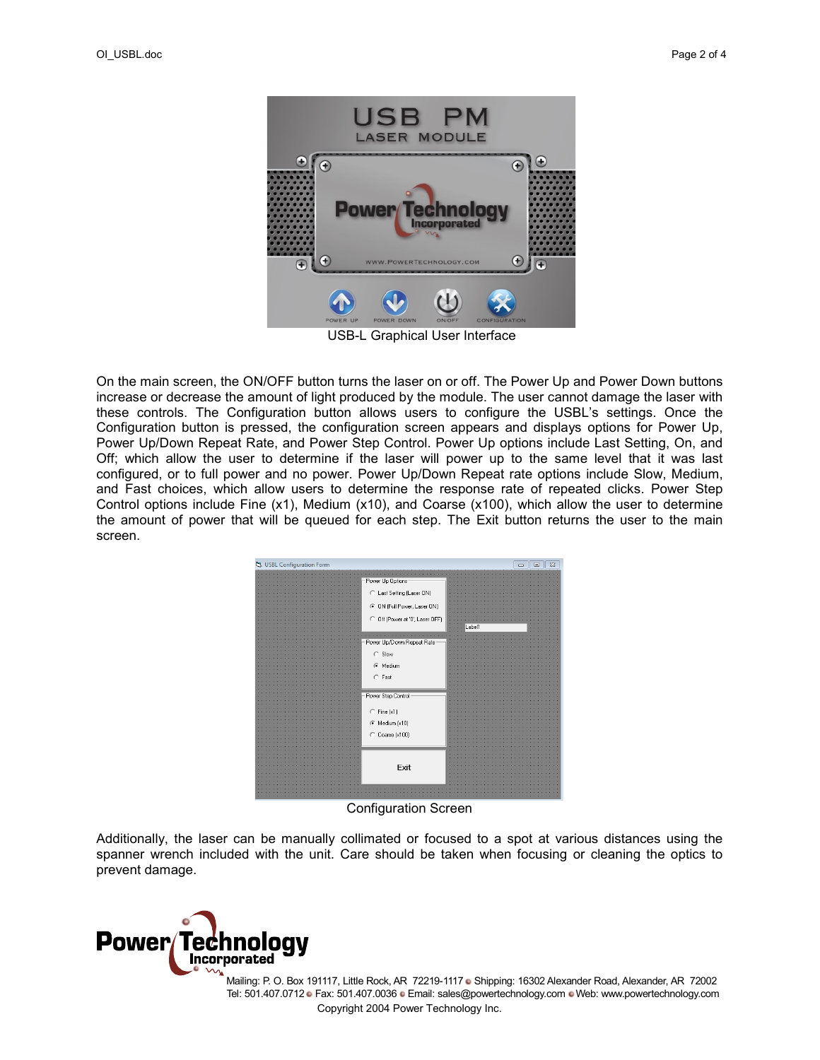USB-L Graphical User Interface

On the main screen, the ON/OFF button turns the laser on or off. The Power Up and Power Down buttons increase or decrease the amount of light produced by the module. The user cannot damage the laser with these controls. The Configuration button allows users to configure the USBL's settings. Once the Configuration button is pressed, the configuration screen appears and displays options for Power Up, Power Up/Down Repeat Rate, and Power Step Control. Power Up options include Last Setting, On, and Off; which allow the user to determine if the laser will power up to the same level that it was last configured, or to full power and no power. Power Up/Down Repeat rate options include Slow, Medium, and Fast choices, which allow users to determine the response rate of repeated clicks. Power Step Control options include Fine (x1), Medium (x10), and Coarse (x100), which allow the user to determine the amount of power that will be queued for each step. The Exit button returns the user to the main screen.

Configuration Screen

Additionally, the laser can be manually collimated or focused to a spot at various distances using the spanner wrench included with the unit. Care should be taken when focusing or cleaning the optics to prevent damage.

Mailing: P. O. Box 191117, Little Rock, AR 72219-1117 • Shipping: 16302 Alexander Road, Alexander, AR 72002
Tel: 501.407.0712 • Fax: 501.407.0036 • Email: sales@powertechnology.com • Web: www.powertechnology.com
Copyright 2004 Power Technology Inc.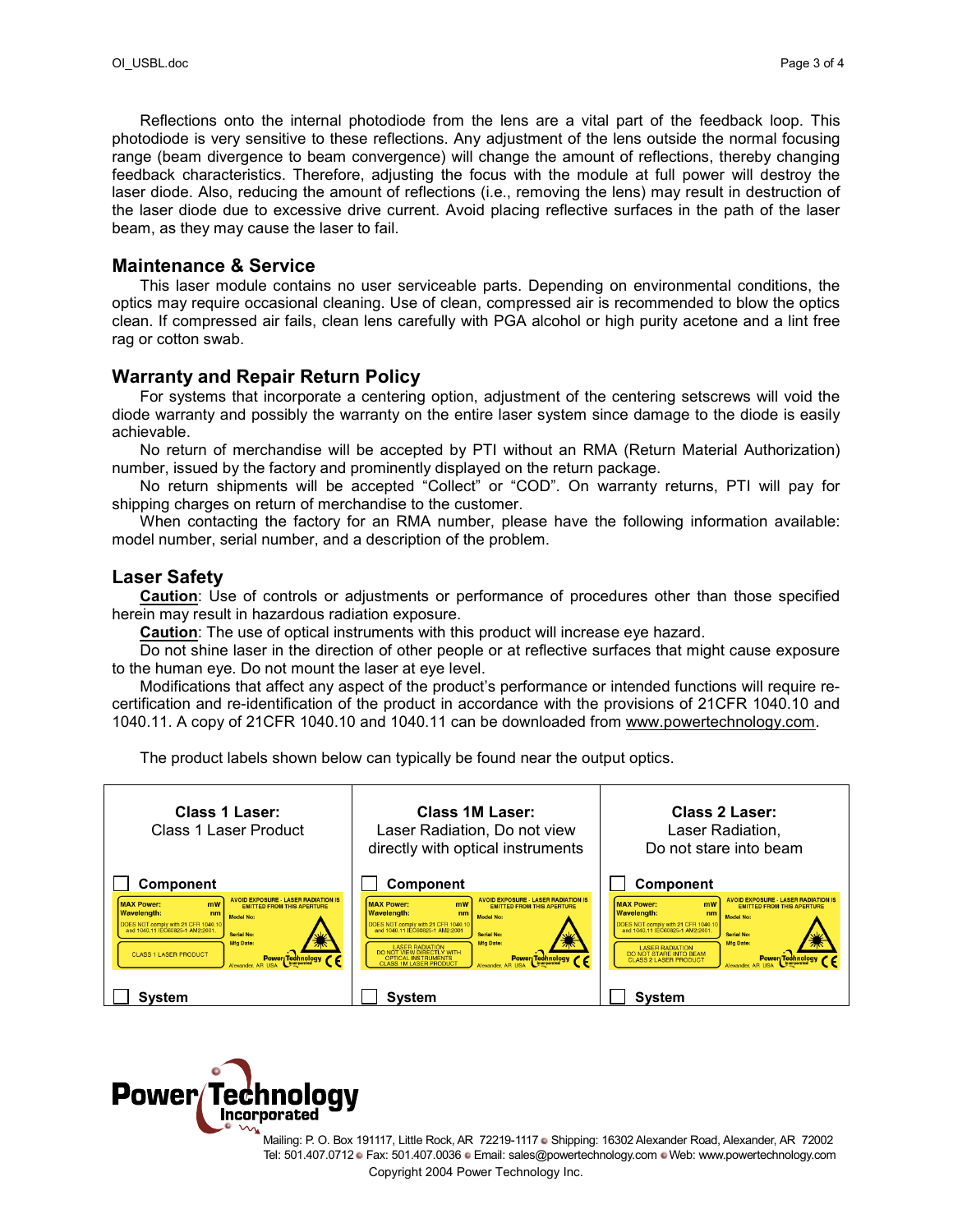Reflections onto the internal photodiode from the lens are a vital part of the feedback loop. This photodiode is very sensitive to these reflections. Any adjustment of the lens outside the normal focusing range (beam divergence to beam convergence) will change the amount of reflections, thereby changing feedback characteristics. Therefore, adjusting the focus with the module at full power will destroy the laser diode. Also, reducing the amount of reflections (i.e., removing the lens) may result in destruction of the laser diode due to excessive drive current. Avoid placing reflective surfaces in the path of the laser beam, as they may cause the laser to fail.

## Maintenance & Service

This laser module contains no user serviceable parts. Depending on environmental conditions, the optics may require occasional cleaning. Use of clean, compressed air is recommended to blow the optics clean. If compressed air fails, clean lens carefully with PGA alcohol or high purity acetone and a lint free rag or cotton swab.

## Warranty and Repair Return Policy

For systems that incorporate a centering option, adjustment of the centering setscrews will void the diode warranty and possibly the warranty on the entire laser system since damage to the diode is easily achievable.

No return of merchandise will be accepted by PTI without an RMA (Return Material Authorization) number, issued by the factory and prominently displayed on the return package.

No return shipments will be accepted "Collect" or "COD". On warranty returns, PTI will pay for shipping charges on return of merchandise to the customer.

When contacting the factory for an RMA number, please have the following information available: model number, serial number, and a description of the problem.

## Laser Safety

**Caution**: Use of controls or adjustments or performance of procedures other than those specified herein may result in hazardous radiation exposure.

**Caution**: The use of optical instruments with this product will increase eye hazard.

Do not shine laser in the direction of other people or at reflective surfaces that might cause exposure to the human eye. Do not mount the laser at eye level.

Modifications that affect any aspect of the product's performance or intended functions will require re-certification and re-identification of the product in accordance with the provisions of 21CFR 1040.10 and 1040.11. A copy of 21CFR 1040.10 and 1040.11 can be downloaded from www.powertechnology.com.

The product labels shown below can typically be found near the output optics.

| **Class 1 Laser:** Class 1 Laser Product | **Class 1M Laser:** Laser Radiation, Do not view directly with optical instruments | **Class 2 Laser:** Laser Radiation, Do not stare into beam |
|---|---|---|
| ☐ **Component** | ☐ **Component** | ☐ **Component** |
| MAX Power: mW; Wavelength: nm; DOES NOT comply with 21 CFR 1040.10 and 1040.11 IEC60825-1 AM2:2001; CLASS 1 LASER PRODUCT; AVOID EXPOSURE - LASER RADIATION IS EMITTED FROM THIS APERTURE; Model No:; Serial No:; Mfg Date:; Alexander, AR USA; Power Technology Incorporated; CE | MAX Power: mW; Wavelength: nm; DOES NOT comply with 21 CFR 1040.10 and 1040.11 IEC60825-1 AM2:2001; LASER RADIATION DO NOT VIEW DIRECTLY WITH OPTICAL INSTRUMENTS CLASS 1M LASER PRODUCT; AVOID EXPOSURE - LASER RADIATION IS EMITTED FROM THIS APERTURE; Model No:; Serial No:; Mfg Date:; Alexander, AR USA; Power Technology Incorporated; CE | MAX Power: mW; Wavelength: nm; DOES NOT comply with 21 CFR 1040.10 and 1040.11 IEC60825-1 AM2:2001; LASER RADIATION DO NOT STARE INTO BEAM CLASS 2 LASER PRODUCT; AVOID EXPOSURE - LASER RADIATION IS EMITTED FROM THIS APERTURE; Model No:; Serial No:; Mfg Date:; Alexander, AR USA; Power Technology Incorporated; CE |
| ☐ **System** | ☐ **System** | ☐ **System** |

Power Technology Incorporated

Mailing: P. O. Box 191117, Little Rock, AR 72219-1117 • Shipping: 16302 Alexander Road, Alexander, AR 72002
Tel: 501.407.0712 • Fax: 501.407.0036 • Email: sales@powertechnology.com • Web: www.powertechnology.com

Copyright 2004 Power Technology Inc.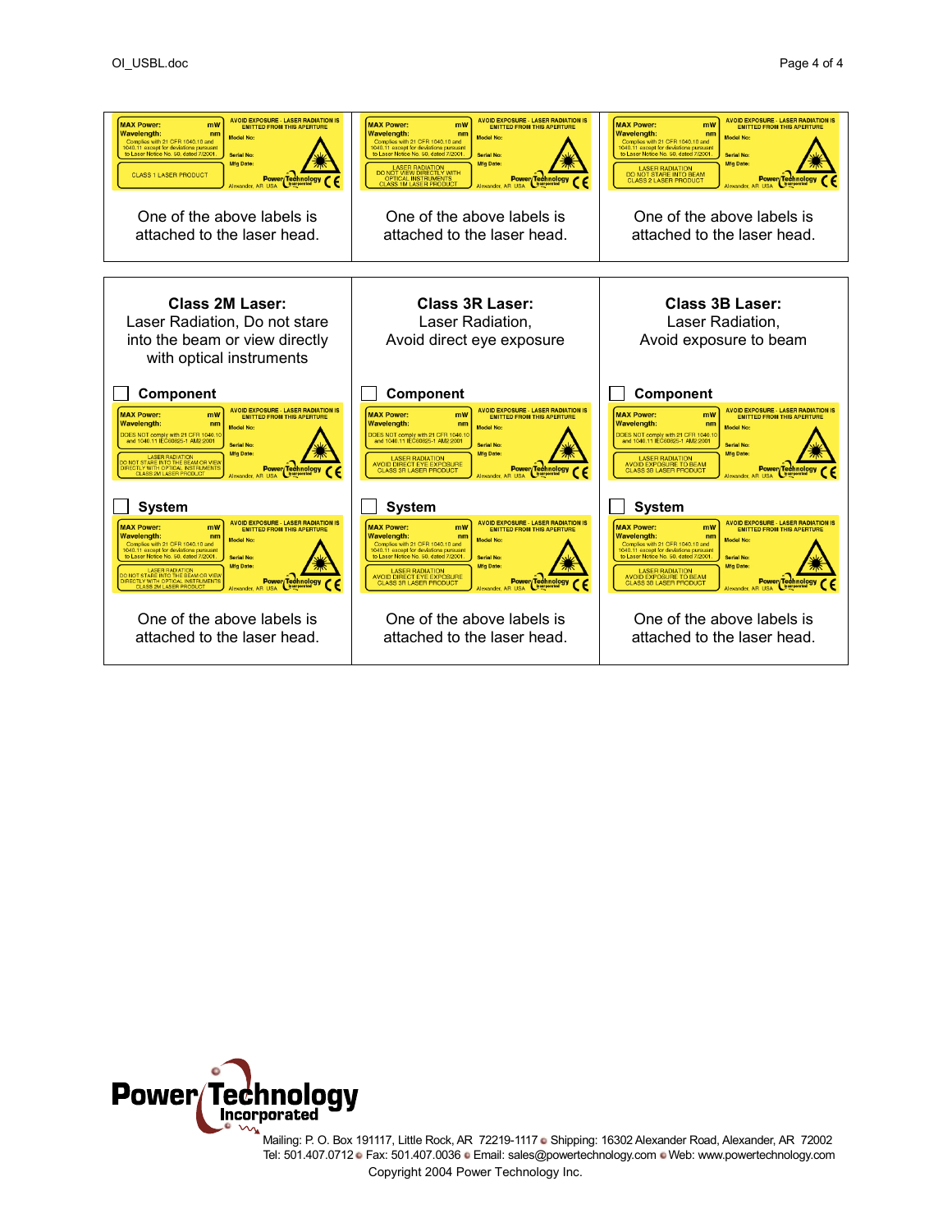| | | |
|---|---|---|
| MAX Power: mW<br>Wavelength: nm<br>Complies with 21 CFR 1040.10 and 1040.11 except for deviations pursuant to Laser Notice No. 50, dated 7/2001.<br>CLASS 1 LASER PRODUCT<br>AVOID EXPOSURE - LASER RADIATION IS EMITTED FROM THIS APERTURE<br>Model No:<br>Serial No:<br>Mfg Date:<br>Alexander, AR USA | MAX Power: mW<br>Wavelength: nm<br>Complies with 21 CFR 1040.10 and 1040.11 except for deviations pursuant to Laser Notice No. 50, dated 7/2001.<br>LASER RADIATION<br>DO NOT VIEW DIRECTLY WITH OPTICAL INSTRUMENTS<br>CLASS 1M LASER PRODUCT<br>AVOID EXPOSURE - LASER RADIATION IS EMITTED FROM THIS APERTURE<br>Model No:<br>Serial No:<br>Mfg Date:<br>Alexander, AR USA | MAX Power: mW<br>Wavelength: nm<br>Complies with 21 CFR 1040.10 and 1040.11 except for deviations pursuant to Laser Notice No. 50, dated 7/2001.<br>LASER RADIATION<br>DO NOT STARE INTO BEAM<br>CLASS 2 LASER PRODUCT<br>AVOID EXPOSURE - LASER RADIATION IS EMITTED FROM THIS APERTURE<br>Model No:<br>Serial No:<br>Mfg Date:<br>Alexander, AR USA |
| One of the above labels is attached to the laser head. | One of the above labels is attached to the laser head. | One of the above labels is attached to the laser head. |

| **Class 2M Laser:** Laser Radiation, Do not stare into the beam or view directly with optical instruments | **Class 3R Laser:** Laser Radiation, Avoid direct eye exposure | **Class 3B Laser:** Laser Radiation, Avoid exposure to beam |
|---|---|---|
| ☐ **Component**<br>MAX Power: mW<br>Wavelength: nm<br>DOES NOT comply with 21 CFR 1040.10 and 1040.11 IEC60825-1 AM2 2001<br>LASER RADIATION<br>DO NOT STARE INTO THE BEAM OR VIEW DIRECTLY WITH OPTICAL INSTRUMENTS<br>CLASS 2M LASER PRODUCT<br>AVOID EXPOSURE - LASER RADIATION IS EMITTED FROM THIS APERTURE<br>Model No:<br>Serial No:<br>Mfg Date:<br>Alexander, AR USA | ☐ **Component**<br>MAX Power: mW<br>Wavelength: nm<br>DOES NOT comply with 21 CFR 1040.10 and 1040.11 IEC60825-1 AM2 2001<br>LASER RADIATION<br>AVOID DIRECT EYE EXPOSURE<br>CLASS 3R LASER PRODUCT<br>AVOID EXPOSURE - LASER RADIATION IS EMITTED FROM THIS APERTURE<br>Model No:<br>Serial No:<br>Mfg Date:<br>Alexander, AR USA | ☐ **Component**<br>MAX Power: mW<br>Wavelength: nm<br>DOES NOT comply with 21 CFR 1040.10 and 1040.11 IEC60825-1 AM2 2001<br>LASER RADIATION<br>AVOID EXPOSURE TO BEAM<br>CLASS 3B LASER PRODUCT<br>AVOID EXPOSURE - LASER RADIATION IS EMITTED FROM THIS APERTURE<br>Model No:<br>Serial No:<br>Mfg Date:<br>Alexander, AR USA |
| ☐ **System**<br>MAX Power: mW<br>Wavelength: nm<br>Complies with 21 CFR 1040.10 and 1040.11 except for deviations pursuant to Laser Notice No. 50, dated 7/2001.<br>LASER RADIATION<br>DO NOT STARE INTO THE BEAM OR VIEW DIRECTLY WITH OPTICAL INSTRUMENTS<br>CLASS 2M LASER PRODUCT<br>AVOID EXPOSURE - LASER RADIATION IS EMITTED FROM THIS APERTURE<br>Model No:<br>Serial No:<br>Mfg Date:<br>Alexander, AR USA | ☐ **System**<br>MAX Power: mW<br>Wavelength: nm<br>Complies with 21 CFR 1040.10 and 1040.11 except for deviations pursuant to Laser Notice No. 50, dated 7/2001.<br>LASER RADIATION<br>AVOID DIRECT EYE EXPOSURE<br>CLASS 3R LASER PRODUCT<br>AVOID EXPOSURE - LASER RADIATION IS EMITTED FROM THIS APERTURE<br>Model No:<br>Serial No:<br>Mfg Date:<br>Alexander, AR USA | ☐ **System**<br>MAX Power: mW<br>Wavelength: nm<br>Complies with 21 CFR 1040.10 and 1040.11 except for deviations pursuant to Laser Notice No. 50, dated 7/2001.<br>LASER RADIATION<br>AVOID EXPOSURE TO BEAM<br>CLASS 3B LASER PRODUCT<br>AVOID EXPOSURE - LASER RADIATION IS EMITTED FROM THIS APERTURE<br>Model No:<br>Serial No:<br>Mfg Date:<br>Alexander, AR USA |
| One of the above labels is attached to the laser head. | One of the above labels is attached to the laser head. | One of the above labels is attached to the laser head. |

Power Technology Incorporated

Mailing: P. O. Box 191117, Little Rock, AR 72219-1117 • Shipping: 16302 Alexander Road, Alexander, AR 72002
Tel: 501.407.0712 • Fax: 501.407.0036 • Email: sales@powertechnology.com • Web: www.powertechnology.com
Copyright 2004 Power Technology Inc.